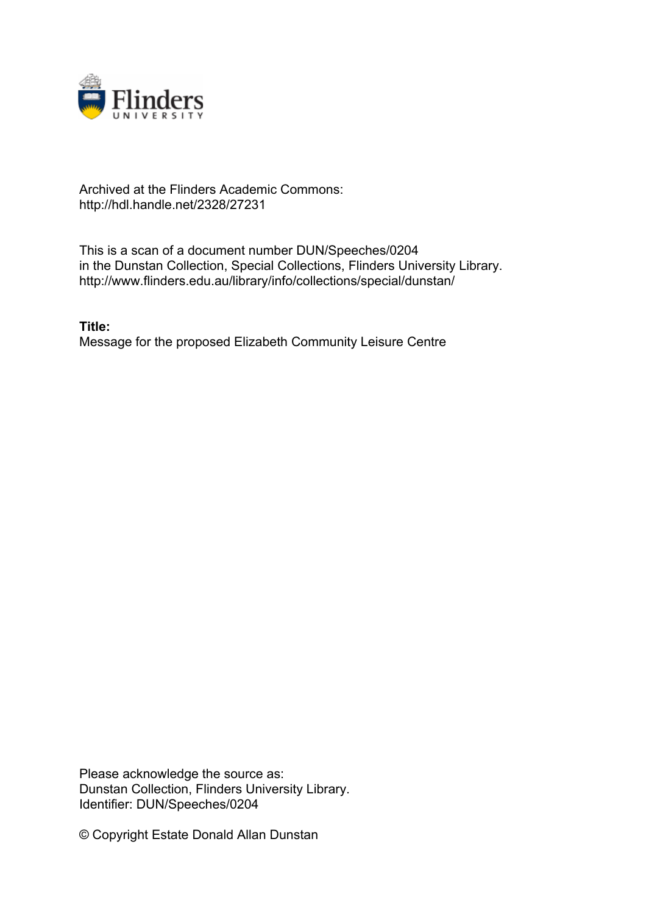Archived at the Flinders Academic Commons:
http://hdl.handle.net/2328/27231

This is a scan of a document number DUN/Speeches/0204
in the Dunstan Collection, Special Collections, Flinders University Library.
http://www.flinders.edu.au/library/info/collections/special/dunstan/

**Title:**
Message for the proposed Elizabeth Community Leisure Centre

Please acknowledge the source as:
Dunstan Collection, Flinders University Library.
Identifier: DUN/Speeches/0204

© Copyright Estate Donald Allan Dunstan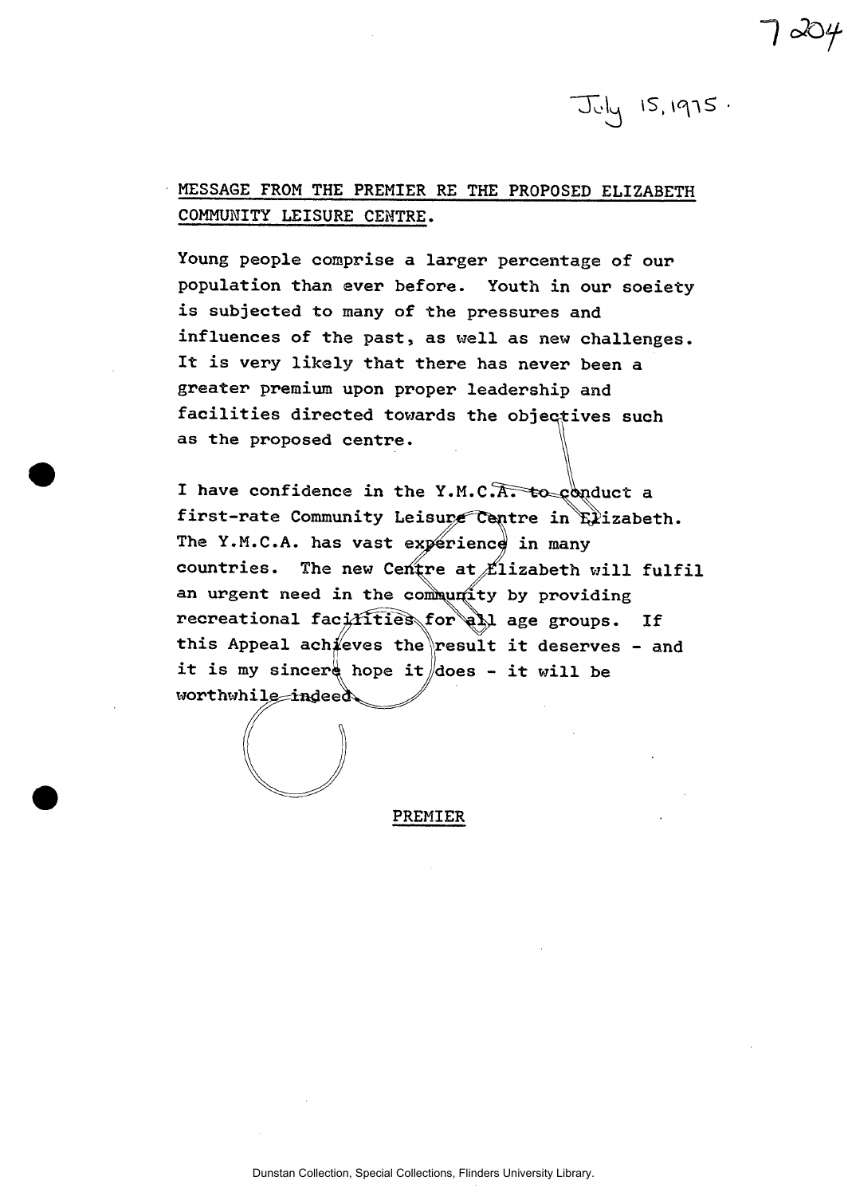7204

July 15, 1975.

MESSAGE FROM THE PREMIER RE THE PROPOSED ELIZABETH COMMUNITY LEISURE CENTRE.

Young people comprise a larger percentage of our population than ever before. Youth in our soeiety is subjected to many of the pressures and influences of the past, as well as new challenges. It is very likely that there has never been a greater premium upon proper leadership and facilities directed towards the objectives such as the proposed centre.

I have confidence in the Y.M.C.A. to conduct a first-rate Community Leisure Centre in Elizabeth. The Y.M.C.A. has vast experience in many countries. The new Centre at Elizabeth will fulfil an urgent need in the community by providing recreational facilities for all age groups. If this Appeal achieves the result it deserves - and it is my sincere hope it does - it will be worthwhile indeed.

PREMIER

Dunstan Collection, Special Collections, Flinders University Library.